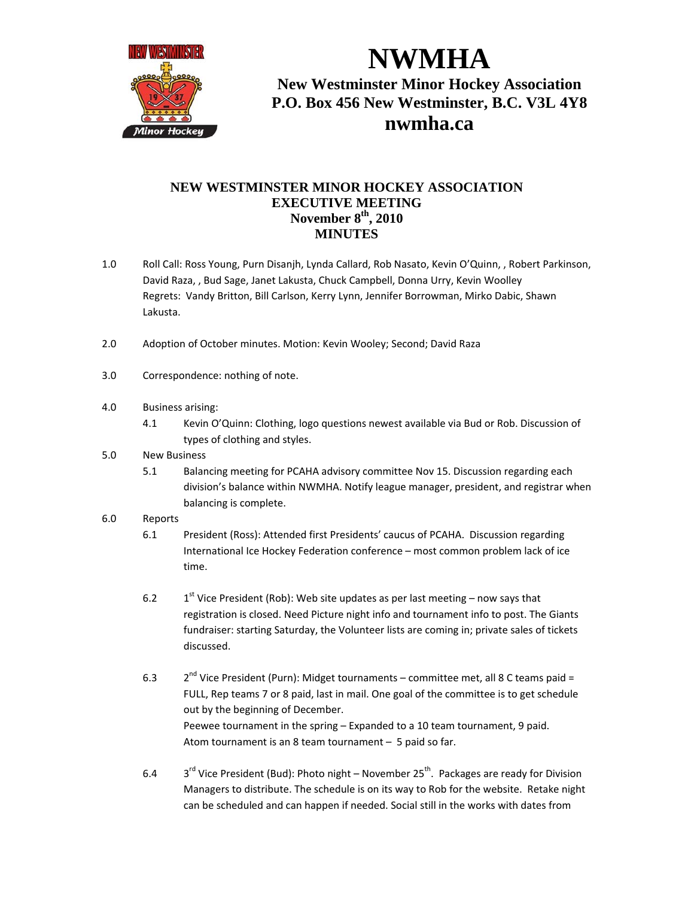# NWMHA

**New Westminster Minor Hockey Association**
**P.O. Box 456 New Westminster, B.C. V3L 4Y8**
**nwmha.ca**

## NEW WESTMINSTER MINOR HOCKEY ASSOCIATION
## EXECUTIVE MEETING
## November 8th, 2010
## MINUTES

1.0 Roll Call: Ross Young, Purn Disanjh, Lynda Callard, Rob Nasato, Kevin O'Quinn, , Robert Parkinson, David Raza, , Bud Sage, Janet Lakusta, Chuck Campbell, Donna Urry, Kevin Woolley
Regrets: Vandy Britton, Bill Carlson, Kerry Lynn, Jennifer Borrowman, Mirko Dabic, Shawn Lakusta.

2.0 Adoption of October minutes. Motion: Kevin Wooley; Second; David Raza

3.0 Correspondence: nothing of note.

4.0 Business arising:

- 4.1 Kevin O'Quinn: Clothing, logo questions newest available via Bud or Rob. Discussion of types of clothing and styles.

5.0 New Business

- 5.1 Balancing meeting for PCAHA advisory committee Nov 15. Discussion regarding each division's balance within NWMHA. Notify league manager, president, and registrar when balancing is complete.

6.0 Reports

- 6.1 President (Ross): Attended first Presidents' caucus of PCAHA. Discussion regarding International Ice Hockey Federation conference – most common problem lack of ice time.

- 6.2 1st Vice President (Rob): Web site updates as per last meeting – now says that registration is closed. Need Picture night info and tournament info to post. The Giants fundraiser: starting Saturday, the Volunteer lists are coming in; private sales of tickets discussed.

- 6.3 2nd Vice President (Purn): Midget tournaments – committee met, all 8 C teams paid = FULL, Rep teams 7 or 8 paid, last in mail. One goal of the committee is to get schedule out by the beginning of December.
Peewee tournament in the spring – Expanded to a 10 team tournament, 9 paid.
Atom tournament is an 8 team tournament – 5 paid so far.

- 6.4 3rd Vice President (Bud): Photo night – November 25th. Packages are ready for Division Managers to distribute. The schedule is on its way to Rob for the website. Retake night can be scheduled and can happen if needed. Social still in the works with dates from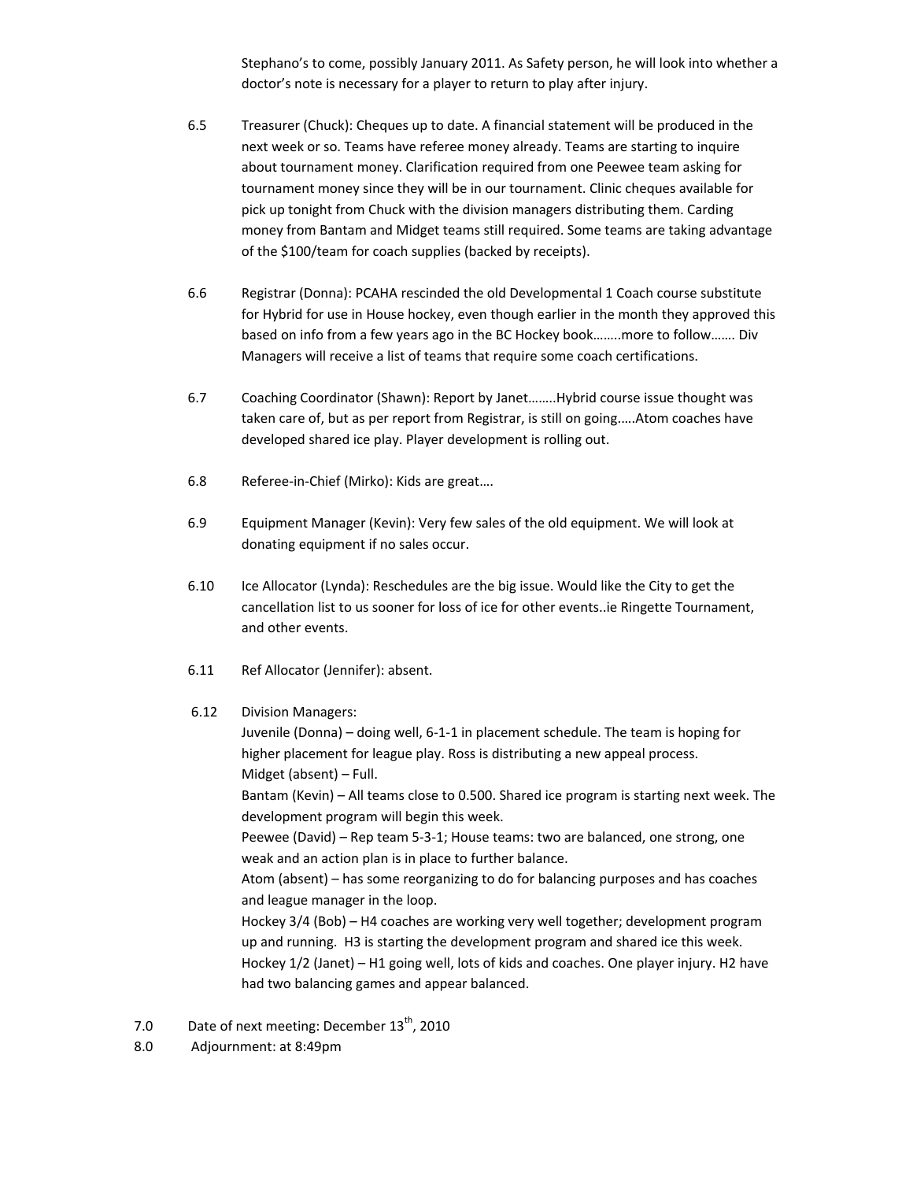Stephano's to come, possibly January 2011. As Safety person, he will look into whether a doctor's note is necessary for a player to return to play after injury.

6.5 Treasurer (Chuck): Cheques up to date. A financial statement will be produced in the next week or so. Teams have referee money already. Teams are starting to inquire about tournament money. Clarification required from one Peewee team asking for tournament money since they will be in our tournament. Clinic cheques available for pick up tonight from Chuck with the division managers distributing them. Carding money from Bantam and Midget teams still required. Some teams are taking advantage of the $100/team for coach supplies (backed by receipts).

6.6 Registrar (Donna): PCAHA rescinded the old Developmental 1 Coach course substitute for Hybrid for use in House hockey, even though earlier in the month they approved this based on info from a few years ago in the BC Hockey book……..more to follow……. Div Managers will receive a list of teams that require some coach certifications.

6.7 Coaching Coordinator (Shawn): Report by Janet……..Hybrid course issue thought was taken care of, but as per report from Registrar, is still on going…..Atom coaches have developed shared ice play. Player development is rolling out.

6.8 Referee-in-Chief (Mirko): Kids are great….

6.9 Equipment Manager (Kevin): Very few sales of the old equipment. We will look at donating equipment if no sales occur.

6.10 Ice Allocator (Lynda): Reschedules are the big issue. Would like the City to get the cancellation list to us sooner for loss of ice for other events..ie Ringette Tournament, and other events.

6.11 Ref Allocator (Jennifer): absent.

6.12 Division Managers:

Juvenile (Donna) – doing well, 6-1-1 in placement schedule. The team is hoping for higher placement for league play. Ross is distributing a new appeal process.

Midget (absent) – Full.

Bantam (Kevin) – All teams close to 0.500. Shared ice program is starting next week. The development program will begin this week.

Peewee (David) – Rep team 5-3-1; House teams: two are balanced, one strong, one weak and an action plan is in place to further balance.

Atom (absent) – has some reorganizing to do for balancing purposes and has coaches and league manager in the loop.

Hockey 3/4 (Bob) – H4 coaches are working very well together; development program up and running. H3 is starting the development program and shared ice this week.

Hockey 1/2 (Janet) – H1 going well, lots of kids and coaches. One player injury. H2 have had two balancing games and appear balanced.

7.0 Date of next meeting: December 13th, 2010

8.0 Adjournment: at 8:49pm